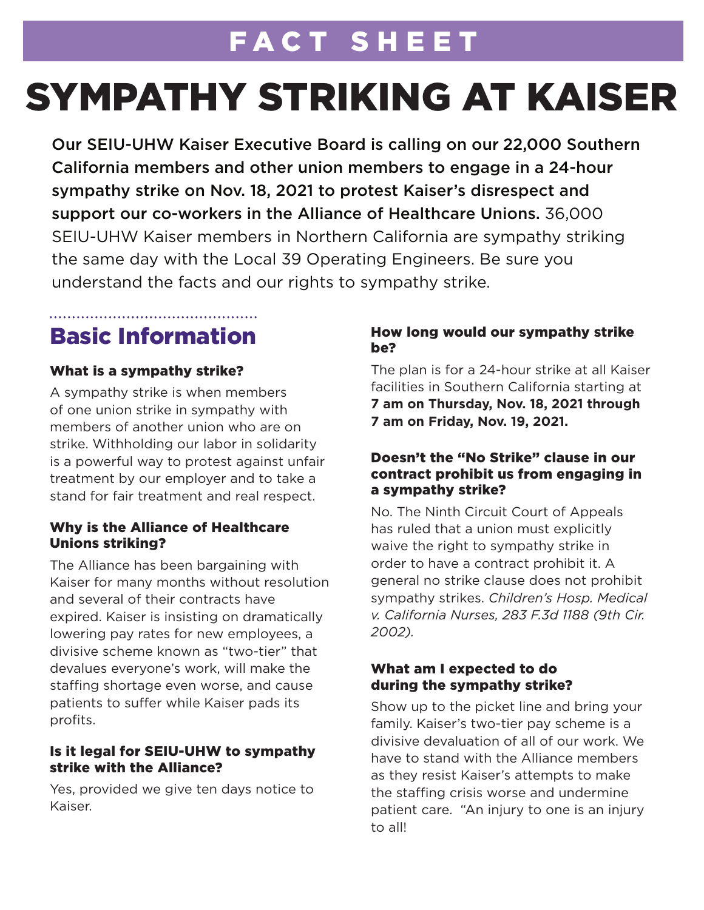# FACT SHEET

# SYMPATHY STRIKING AT KAISER

**Our SEIU-UHW Kaiser Executive Board is calling on our 22,000 Southern California members and other union members to engage in a 24-hour sympathy strike on Nov. 18, 2021 to protest Kaiser's disrespect and support our co-workers in the Alliance of Healthcare Unions.** 36,000 SEIU-UHW Kaiser members in Northern California are sympathy striking the same day with the Local 39 Operating Engineers. Be sure you understand the facts and our rights to sympathy strike.

## Basic Information

### What is a sympathy strike?

A sympathy strike is when members of one union strike in sympathy with members of another union who are on strike. Withholding our labor in solidarity is a powerful way to protest against unfair treatment by our employer and to take a stand for fair treatment and real respect.

### Why is the Alliance of Healthcare Unions striking?

The Alliance has been bargaining with Kaiser for many months without resolution and several of their contracts have expired. Kaiser is insisting on dramatically lowering pay rates for new employees, a divisive scheme known as "two-tier" that devalues everyone's work, will make the staffing shortage even worse, and cause patients to suffer while Kaiser pads its profits.

### Is it legal for SEIU-UHW to sympathy strike with the Alliance?

Yes, provided we give ten days notice to Kaiser.

### How long would our sympathy strike be?

The plan is for a 24-hour strike at all Kaiser facilities in Southern California starting at **7 am on Thursday, Nov. 18, 2021 through 7 am on Friday, Nov. 19, 2021.**

### Doesn't the "No Strike" clause in our contract prohibit us from engaging in a sympathy strike?

No. The Ninth Circuit Court of Appeals has ruled that a union must explicitly waive the right to sympathy strike in order to have a contract prohibit it. A general no strike clause does not prohibit sympathy strikes. *Children's Hosp. Medical v. California Nurses, 283 F.3d 1188 (9th Cir. 2002).*

### What am I expected to do during the sympathy strike?

Show up to the picket line and bring your family. Kaiser's two-tier pay scheme is a divisive devaluation of all of our work. We have to stand with the Alliance members as they resist Kaiser's attempts to make the staffing crisis worse and undermine patient care. "An injury to one is an injury to all!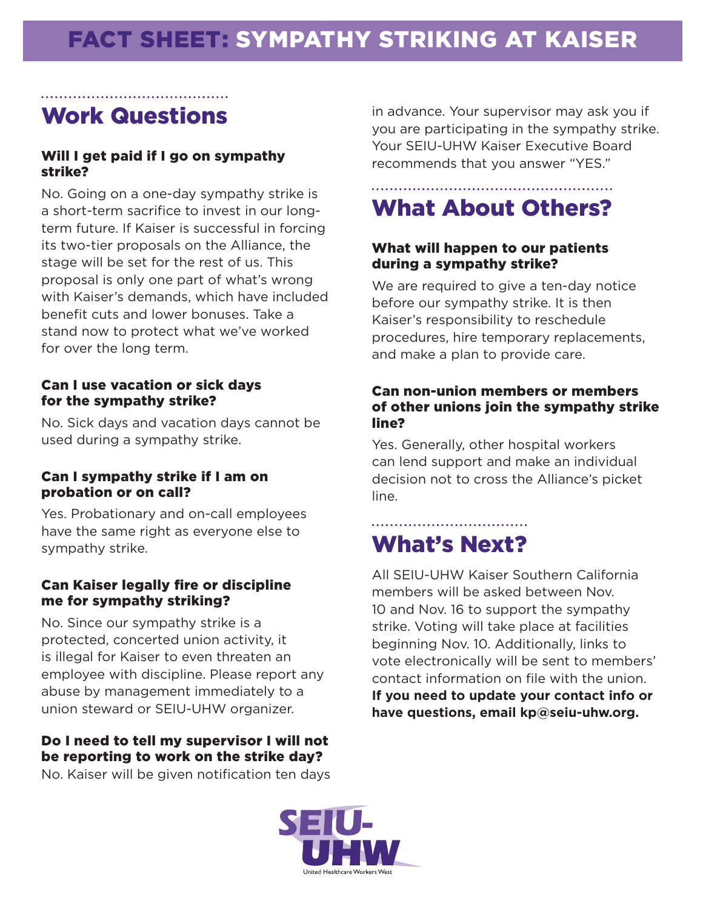# FACT SHEET: SYMPATHY STRIKING AT KAISER

## Work Questions

### Will I get paid if I go on sympathy strike?

No. Going on a one-day sympathy strike is a short-term sacrifice to invest in our long-term future. If Kaiser is successful in forcing its two-tier proposals on the Alliance, the stage will be set for the rest of us. This proposal is only one part of what's wrong with Kaiser's demands, which have included benefit cuts and lower bonuses. Take a stand now to protect what we've worked for over the long term.

### Can I use vacation or sick days for the sympathy strike?

No. Sick days and vacation days cannot be used during a sympathy strike.

### Can I sympathy strike if I am on probation or on call?

Yes. Probationary and on-call employees have the same right as everyone else to sympathy strike.

### Can Kaiser legally fire or discipline me for sympathy striking?

No. Since our sympathy strike is a protected, concerted union activity, it is illegal for Kaiser to even threaten an employee with discipline. Please report any abuse by management immediately to a union steward or SEIU-UHW organizer.

### Do I need to tell my supervisor I will not be reporting to work on the strike day?

No. Kaiser will be given notification ten days in advance. Your supervisor may ask you if you are participating in the sympathy strike. Your SEIU-UHW Kaiser Executive Board recommends that you answer "YES."

## What About Others?

### What will happen to our patients during a sympathy strike?

We are required to give a ten-day notice before our sympathy strike. It is then Kaiser's responsibility to reschedule procedures, hire temporary replacements, and make a plan to provide care.

### Can non-union members or members of other unions join the sympathy strike line?

Yes. Generally, other hospital workers can lend support and make an individual decision not to cross the Alliance's picket line.

## What's Next?

All SEIU-UHW Kaiser Southern California members will be asked between Nov. 10 and Nov. 16 to support the sympathy strike. Voting will take place at facilities beginning Nov. 10. Additionally, links to vote electronically will be sent to members' contact information on file with the union. **If you need to update your contact info or have questions, email kp@seiu-uhw.org.**

SEIU-UHW
United Healthcare Workers West